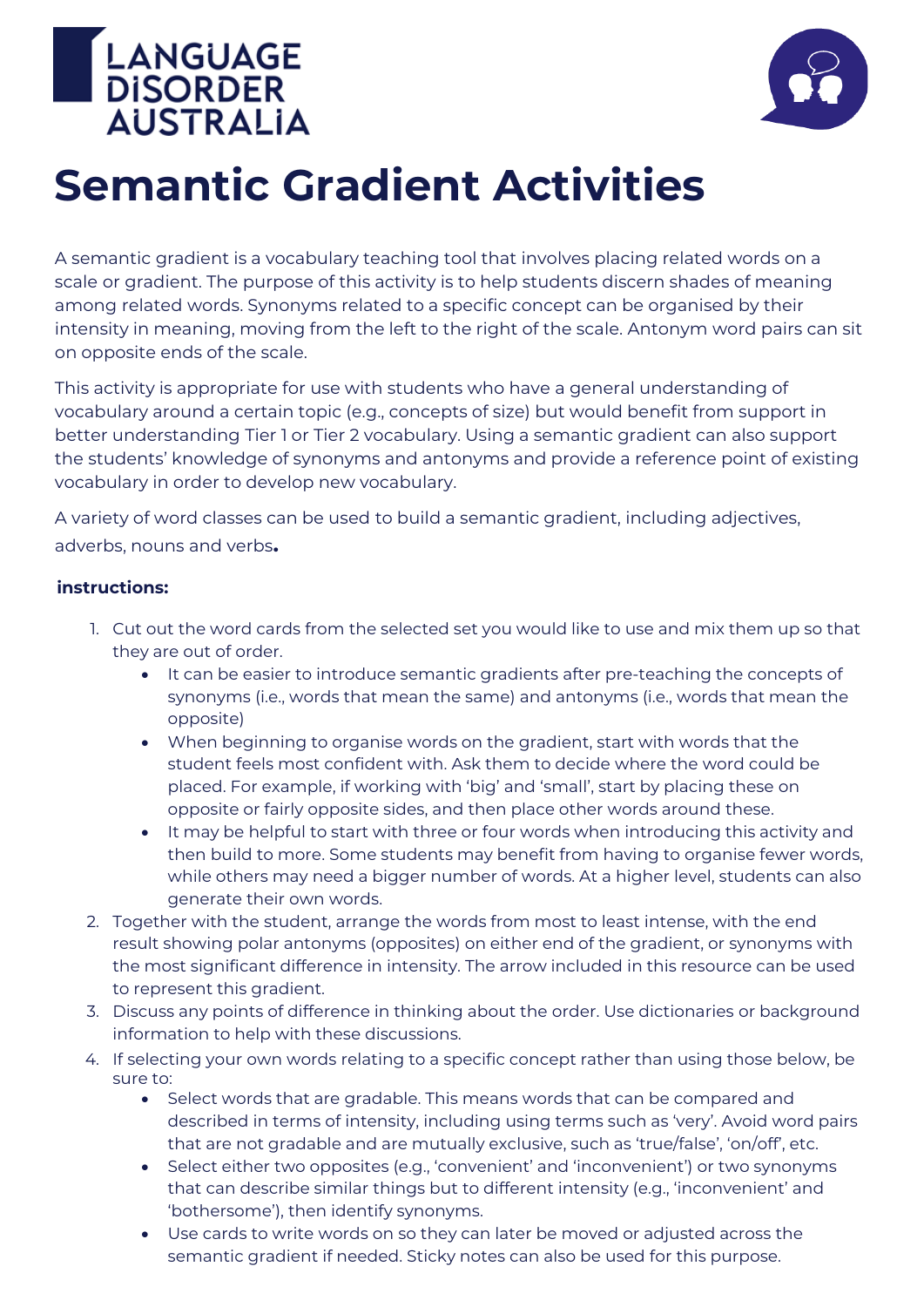LANGUAGE DiSORDER AUSTRALiA

# Semantic Gradient Activities

A semantic gradient is a vocabulary teaching tool that involves placing related words on a scale or gradient. The purpose of this activity is to help students discern shades of meaning among related words. Synonyms related to a specific concept can be organised by their intensity in meaning, moving from the left to the right of the scale. Antonym word pairs can sit on opposite ends of the scale.

This activity is appropriate for use with students who have a general understanding of vocabulary around a certain topic (e.g., concepts of size) but would benefit from support in better understanding Tier 1 or Tier 2 vocabulary. Using a semantic gradient can also support the students' knowledge of synonyms and antonyms and provide a reference point of existing vocabulary in order to develop new vocabulary.

A variety of word classes can be used to build a semantic gradient, including adjectives, adverbs, nouns and verbs.

**instructions:**

1. Cut out the word cards from the selected set you would like to use and mix them up so that they are out of order.
    - It can be easier to introduce semantic gradients after pre-teaching the concepts of synonyms (i.e., words that mean the same) and antonyms (i.e., words that mean the opposite)
    - When beginning to organise words on the gradient, start with words that the student feels most confident with. Ask them to decide where the word could be placed. For example, if working with 'big' and 'small', start by placing these on opposite or fairly opposite sides, and then place other words around these.
    - It may be helpful to start with three or four words when introducing this activity and then build to more. Some students may benefit from having to organise fewer words, while others may need a bigger number of words. At a higher level, students can also generate their own words.
2. Together with the student, arrange the words from most to least intense, with the end result showing polar antonyms (opposites) on either end of the gradient, or synonyms with the most significant difference in intensity. The arrow included in this resource can be used to represent this gradient.
3. Discuss any points of difference in thinking about the order. Use dictionaries or background information to help with these discussions.
4. If selecting your own words relating to a specific concept rather than using those below, be sure to:
    - Select words that are gradable. This means words that can be compared and described in terms of intensity, including using terms such as 'very'. Avoid word pairs that are not gradable and are mutually exclusive, such as 'true/false', 'on/off', etc.
    - Select either two opposites (e.g., 'convenient' and 'inconvenient') or two synonyms that can describe similar things but to different intensity (e.g., 'inconvenient' and 'bothersome'), then identify synonyms.
    - Use cards to write words on so they can later be moved or adjusted across the semantic gradient if needed. Sticky notes can also be used for this purpose.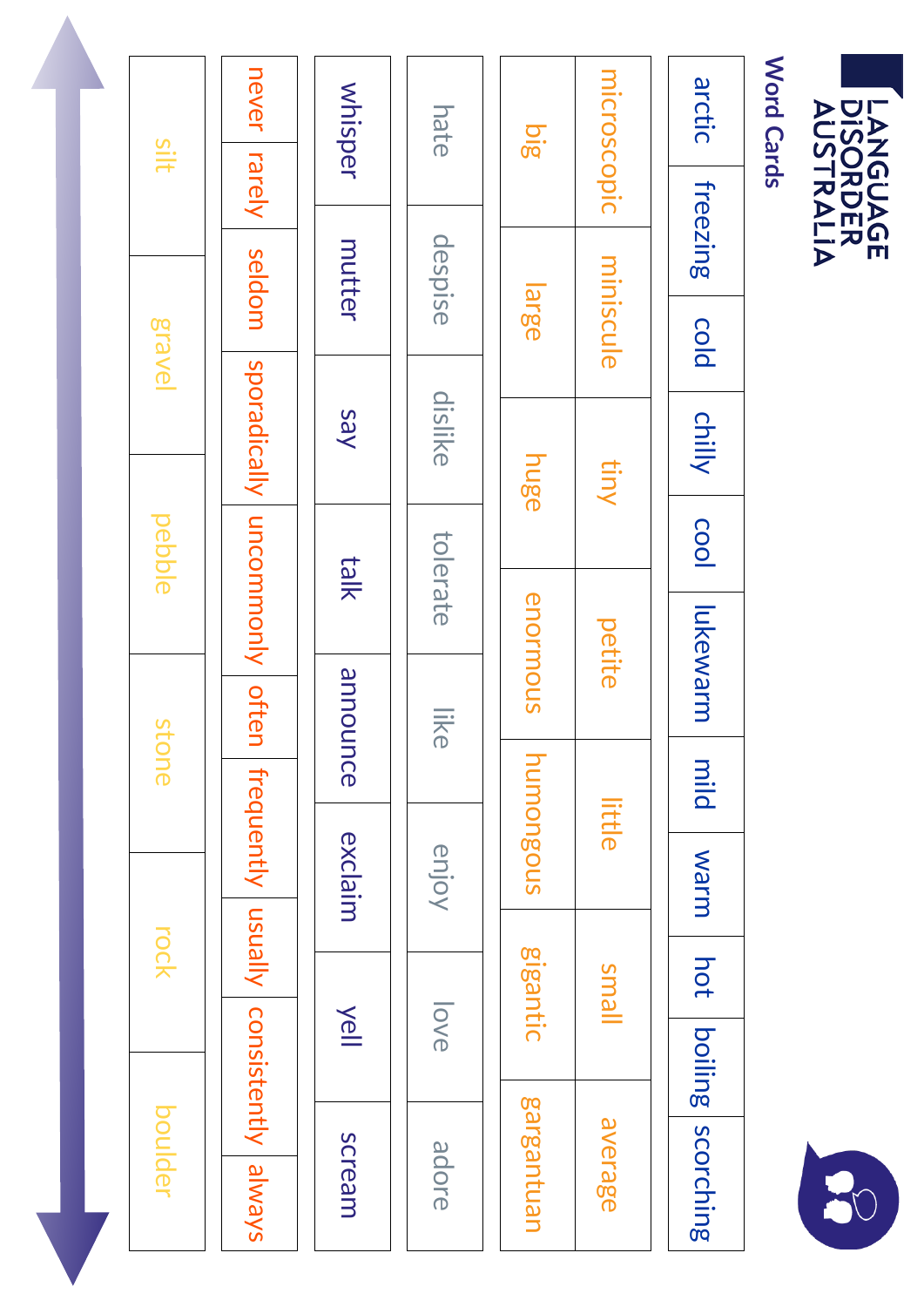# LANGUAGE DISORDER AUSTRALIA

## Word Cards

| | | | | | | | | | | |
|---|---|---|---|---|---|---|---|---|---|---|
| arctic | freezing | cold | chilly | cool | lukewarm | mild | warm | hot | boiling | scorching |

| | | | | | | | |
|---|---|---|---|---|---|---|---|
| microscopic | miniscule | tiny | petite | little | small | average | |
| big | large | huge | enormous | humongous | gigantic | gargantuan | |

| | | | | | | | |
|---|---|---|---|---|---|---|---|
| hate | despise | dislike | tolerate | like | enjoy | love | adore |

| | | | | | | | |
|---|---|---|---|---|---|---|---|
| whisper | mutter | say | talk | announce | exclaim | yell | scream |

| | | | | | | | | | |
|---|---|---|---|---|---|---|---|---|---|
| never | rarely | seldom | sporadically | uncommonly | often | frequently | usually | consistently | always |

| | | | | | |
|---|---|---|---|---|---|
| silt | gravel | pebble | stone | rock | boulder |